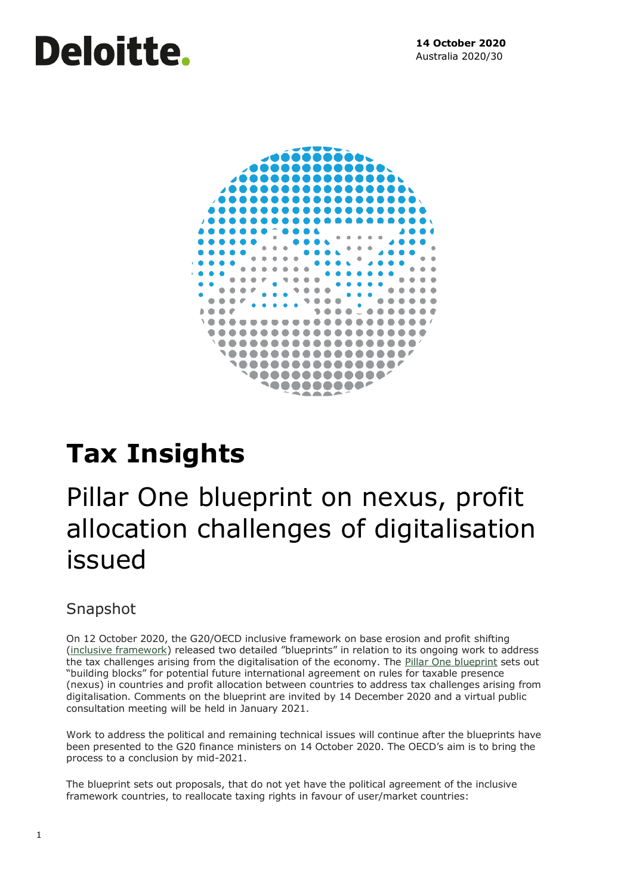Deloitte.

**14 October 2020**
Australia 2020/30

# Tax Insights

## Pillar One blueprint on nexus, profit allocation challenges of digitalisation issued

### Snapshot

On 12 October 2020, the G20/OECD inclusive framework on base erosion and profit shifting (inclusive framework) released two detailed "blueprints" in relation to its ongoing work to address the tax challenges arising from the digitalisation of the economy. The Pillar One blueprint sets out "building blocks" for potential future international agreement on rules for taxable presence (nexus) in countries and profit allocation between countries to address tax challenges arising from digitalisation. Comments on the blueprint are invited by 14 December 2020 and a virtual public consultation meeting will be held in January 2021.

Work to address the political and remaining technical issues will continue after the blueprints have been presented to the G20 finance ministers on 14 October 2020. The OECD's aim is to bring the process to a conclusion by mid-2021.

The blueprint sets out proposals, that do not yet have the political agreement of the inclusive framework countries, to reallocate taxing rights in favour of user/market countries: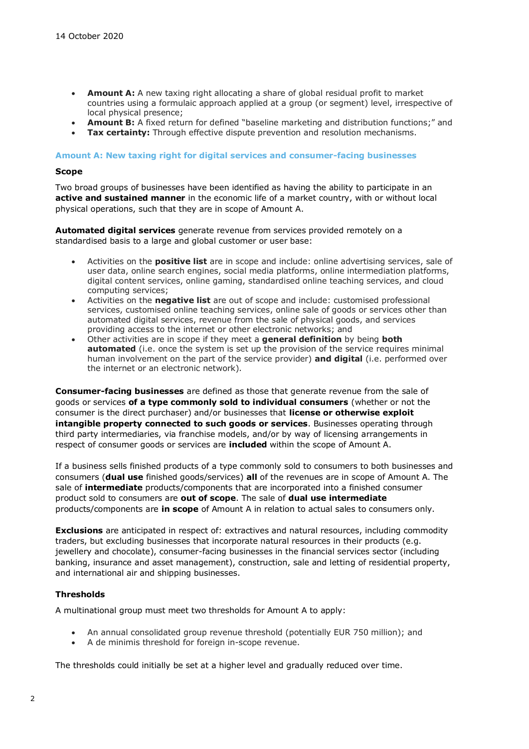- **Amount A:** A new taxing right allocating a share of global residual profit to market countries using a formulaic approach applied at a group (or segment) level, irrespective of local physical presence;
- **Amount B:** A fixed return for defined "baseline marketing and distribution functions;" and
- **Tax certainty:** Through effective dispute prevention and resolution mechanisms.

## Amount A: New taxing right for digital services and consumer-facing businesses

### Scope

Two broad groups of businesses have been identified as having the ability to participate in an **active and sustained manner** in the economic life of a market country, with or without local physical operations, such that they are in scope of Amount A.

**Automated digital services** generate revenue from services provided remotely on a standardised basis to a large and global customer or user base:

- Activities on the **positive list** are in scope and include: online advertising services, sale of user data, online search engines, social media platforms, online intermediation platforms, digital content services, online gaming, standardised online teaching services, and cloud computing services;
- Activities on the **negative list** are out of scope and include: customised professional services, customised online teaching services, online sale of goods or services other than automated digital services, revenue from the sale of physical goods, and services providing access to the internet or other electronic networks; and
- Other activities are in scope if they meet a **general definition** by being **both automated** (i.e. once the system is set up the provision of the service requires minimal human involvement on the part of the service provider) **and digital** (i.e. performed over the internet or an electronic network).

**Consumer-facing businesses** are defined as those that generate revenue from the sale of goods or services **of a type commonly sold to individual consumers** (whether or not the consumer is the direct purchaser) and/or businesses that **license or otherwise exploit intangible property connected to such goods or services**. Businesses operating through third party intermediaries, via franchise models, and/or by way of licensing arrangements in respect of consumer goods or services are **included** within the scope of Amount A.

If a business sells finished products of a type commonly sold to consumers to both businesses and consumers (**dual use** finished goods/services) **all** of the revenues are in scope of Amount A. The sale of **intermediate** products/components that are incorporated into a finished consumer product sold to consumers are **out of scope**. The sale of **dual use intermediate** products/components are **in scope** of Amount A in relation to actual sales to consumers only.

**Exclusions** are anticipated in respect of: extractives and natural resources, including commodity traders, but excluding businesses that incorporate natural resources in their products (e.g. jewellery and chocolate), consumer-facing businesses in the financial services sector (including banking, insurance and asset management), construction, sale and letting of residential property, and international air and shipping businesses.

### Thresholds

A multinational group must meet two thresholds for Amount A to apply:

- An annual consolidated group revenue threshold (potentially EUR 750 million); and
- A de minimis threshold for foreign in-scope revenue.

The thresholds could initially be set at a higher level and gradually reduced over time.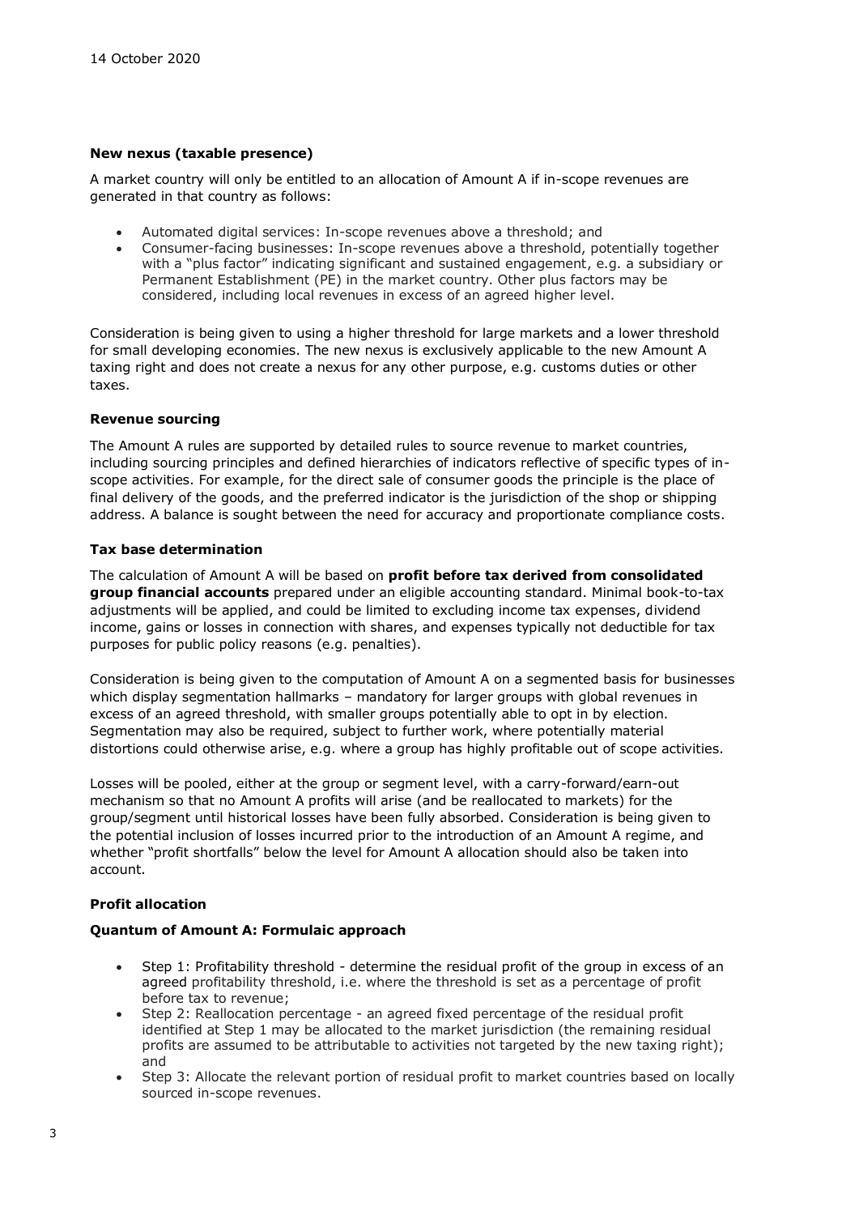14 October 2020

**New nexus (taxable presence)**

A market country will only be entitled to an allocation of Amount A if in-scope revenues are generated in that country as follows:

- Automated digital services: In-scope revenues above a threshold; and
- Consumer-facing businesses: In-scope revenues above a threshold, potentially together with a "plus factor" indicating significant and sustained engagement, e.g. a subsidiary or Permanent Establishment (PE) in the market country. Other plus factors may be considered, including local revenues in excess of an agreed higher level.

Consideration is being given to using a higher threshold for large markets and a lower threshold for small developing economies. The new nexus is exclusively applicable to the new Amount A taxing right and does not create a nexus for any other purpose, e.g. customs duties or other taxes.

**Revenue sourcing**

The Amount A rules are supported by detailed rules to source revenue to market countries, including sourcing principles and defined hierarchies of indicators reflective of specific types of in-scope activities. For example, for the direct sale of consumer goods the principle is the place of final delivery of the goods, and the preferred indicator is the jurisdiction of the shop or shipping address. A balance is sought between the need for accuracy and proportionate compliance costs.

**Tax base determination**

The calculation of Amount A will be based on **profit before tax derived from consolidated group financial accounts** prepared under an eligible accounting standard. Minimal book-to-tax adjustments will be applied, and could be limited to excluding income tax expenses, dividend income, gains or losses in connection with shares, and expenses typically not deductible for tax purposes for public policy reasons (e.g. penalties).

Consideration is being given to the computation of Amount A on a segmented basis for businesses which display segmentation hallmarks – mandatory for larger groups with global revenues in excess of an agreed threshold, with smaller groups potentially able to opt in by election. Segmentation may also be required, subject to further work, where potentially material distortions could otherwise arise, e.g. where a group has highly profitable out of scope activities.

Losses will be pooled, either at the group or segment level, with a carry-forward/earn-out mechanism so that no Amount A profits will arise (and be reallocated to markets) for the group/segment until historical losses have been fully absorbed. Consideration is being given to the potential inclusion of losses incurred prior to the introduction of an Amount A regime, and whether "profit shortfalls" below the level for Amount A allocation should also be taken into account.

**Profit allocation**

**Quantum of Amount A: Formulaic approach**

- Step 1: Profitability threshold - determine the residual profit of the group in excess of an agreed profitability threshold, i.e. where the threshold is set as a percentage of profit before tax to revenue;
- Step 2: Reallocation percentage - an agreed fixed percentage of the residual profit identified at Step 1 may be allocated to the market jurisdiction (the remaining residual profits are assumed to be attributable to activities not targeted by the new taxing right); and
- Step 3: Allocate the relevant portion of residual profit to market countries based on locally sourced in-scope revenues.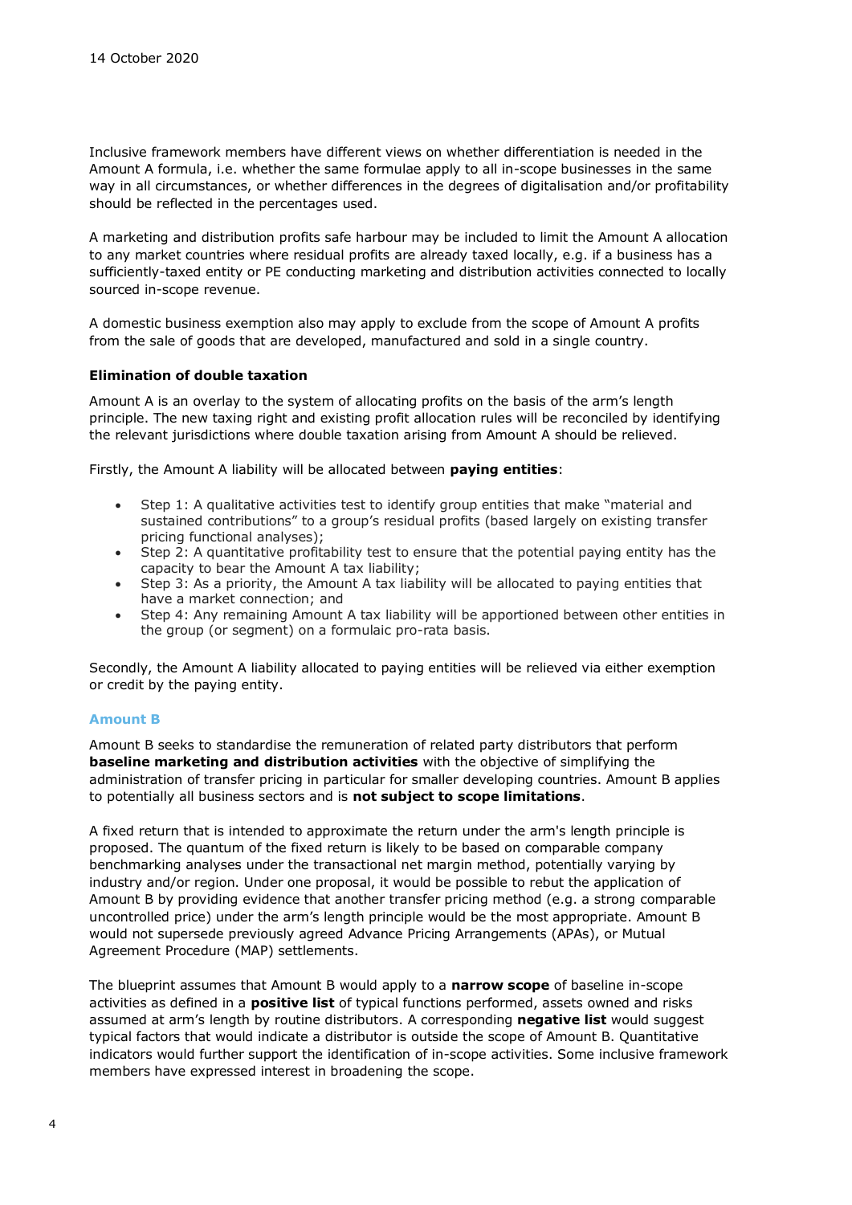Inclusive framework members have different views on whether differentiation is needed in the Amount A formula, i.e. whether the same formulae apply to all in-scope businesses in the same way in all circumstances, or whether differences in the degrees of digitalisation and/or profitability should be reflected in the percentages used.

A marketing and distribution profits safe harbour may be included to limit the Amount A allocation to any market countries where residual profits are already taxed locally, e.g. if a business has a sufficiently-taxed entity or PE conducting marketing and distribution activities connected to locally sourced in-scope revenue.

A domestic business exemption also may apply to exclude from the scope of Amount A profits from the sale of goods that are developed, manufactured and sold in a single country.

**Elimination of double taxation**

Amount A is an overlay to the system of allocating profits on the basis of the arm's length principle. The new taxing right and existing profit allocation rules will be reconciled by identifying the relevant jurisdictions where double taxation arising from Amount A should be relieved.

Firstly, the Amount A liability will be allocated between **paying entities**:

- Step 1: A qualitative activities test to identify group entities that make "material and sustained contributions" to a group's residual profits (based largely on existing transfer pricing functional analyses);
- Step 2: A quantitative profitability test to ensure that the potential paying entity has the capacity to bear the Amount A tax liability;
- Step 3: As a priority, the Amount A tax liability will be allocated to paying entities that have a market connection; and
- Step 4: Any remaining Amount A tax liability will be apportioned between other entities in the group (or segment) on a formulaic pro-rata basis.

Secondly, the Amount A liability allocated to paying entities will be relieved via either exemption or credit by the paying entity.

## Amount B

Amount B seeks to standardise the remuneration of related party distributors that perform **baseline marketing and distribution activities** with the objective of simplifying the administration of transfer pricing in particular for smaller developing countries. Amount B applies to potentially all business sectors and is **not subject to scope limitations**.

A fixed return that is intended to approximate the return under the arm's length principle is proposed. The quantum of the fixed return is likely to be based on comparable company benchmarking analyses under the transactional net margin method, potentially varying by industry and/or region. Under one proposal, it would be possible to rebut the application of Amount B by providing evidence that another transfer pricing method (e.g. a strong comparable uncontrolled price) under the arm's length principle would be the most appropriate. Amount B would not supersede previously agreed Advance Pricing Arrangements (APAs), or Mutual Agreement Procedure (MAP) settlements.

The blueprint assumes that Amount B would apply to a **narrow scope** of baseline in-scope activities as defined in a **positive list** of typical functions performed, assets owned and risks assumed at arm's length by routine distributors. A corresponding **negative list** would suggest typical factors that would indicate a distributor is outside the scope of Amount B. Quantitative indicators would further support the identification of in-scope activities. Some inclusive framework members have expressed interest in broadening the scope.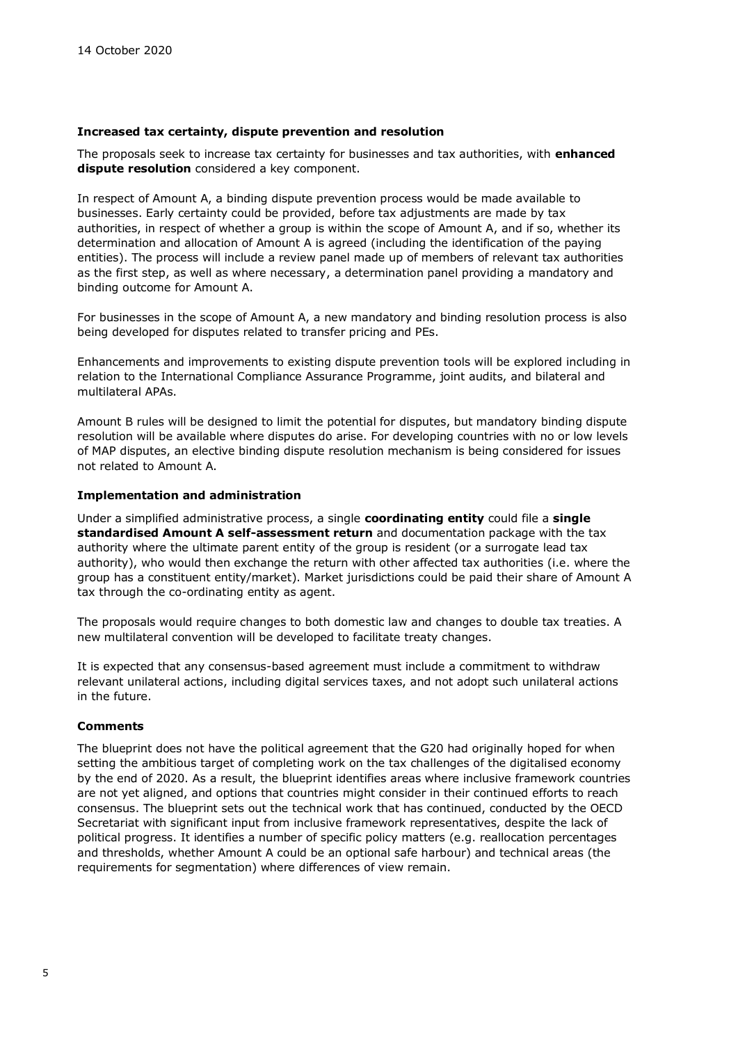### Increased tax certainty, dispute prevention and resolution

The proposals seek to increase tax certainty for businesses and tax authorities, with **enhanced dispute resolution** considered a key component.

In respect of Amount A, a binding dispute prevention process would be made available to businesses. Early certainty could be provided, before tax adjustments are made by tax authorities, in respect of whether a group is within the scope of Amount A, and if so, whether its determination and allocation of Amount A is agreed (including the identification of the paying entities). The process will include a review panel made up of members of relevant tax authorities as the first step, as well as where necessary, a determination panel providing a mandatory and binding outcome for Amount A.

For businesses in the scope of Amount A, a new mandatory and binding resolution process is also being developed for disputes related to transfer pricing and PEs.

Enhancements and improvements to existing dispute prevention tools will be explored including in relation to the International Compliance Assurance Programme, joint audits, and bilateral and multilateral APAs.

Amount B rules will be designed to limit the potential for disputes, but mandatory binding dispute resolution will be available where disputes do arise. For developing countries with no or low levels of MAP disputes, an elective binding dispute resolution mechanism is being considered for issues not related to Amount A.

### Implementation and administration

Under a simplified administrative process, a single **coordinating entity** could file a **single standardised Amount A self-assessment return** and documentation package with the tax authority where the ultimate parent entity of the group is resident (or a surrogate lead tax authority), who would then exchange the return with other affected tax authorities (i.e. where the group has a constituent entity/market). Market jurisdictions could be paid their share of Amount A tax through the co-ordinating entity as agent.

The proposals would require changes to both domestic law and changes to double tax treaties. A new multilateral convention will be developed to facilitate treaty changes.

It is expected that any consensus-based agreement must include a commitment to withdraw relevant unilateral actions, including digital services taxes, and not adopt such unilateral actions in the future.

### Comments

The blueprint does not have the political agreement that the G20 had originally hoped for when setting the ambitious target of completing work on the tax challenges of the digitalised economy by the end of 2020. As a result, the blueprint identifies areas where inclusive framework countries are not yet aligned, and options that countries might consider in their continued efforts to reach consensus. The blueprint sets out the technical work that has continued, conducted by the OECD Secretariat with significant input from inclusive framework representatives, despite the lack of political progress. It identifies a number of specific policy matters (e.g. reallocation percentages and thresholds, whether Amount A could be an optional safe harbour) and technical areas (the requirements for segmentation) where differences of view remain.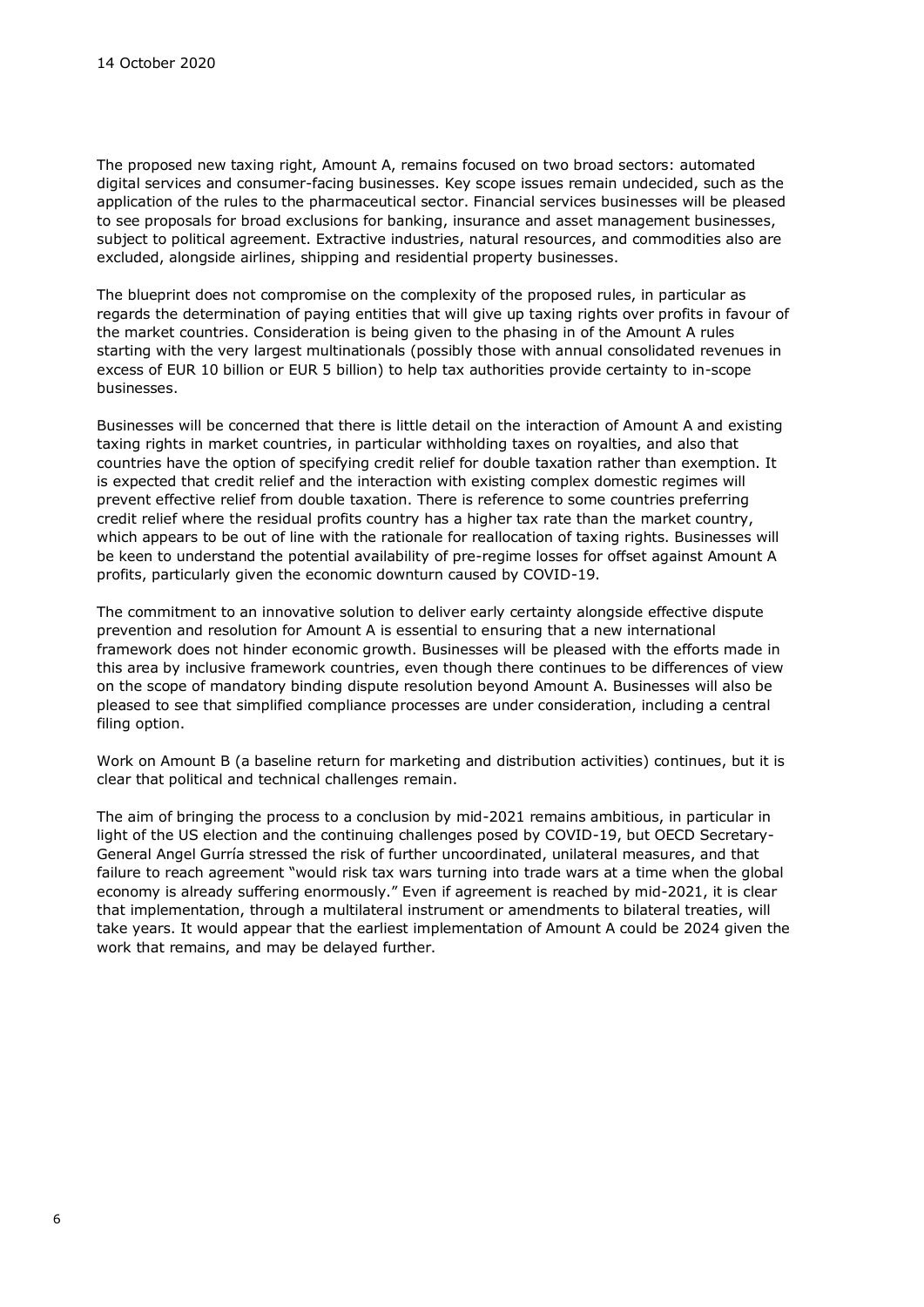The proposed new taxing right, Amount A, remains focused on two broad sectors: automated digital services and consumer-facing businesses. Key scope issues remain undecided, such as the application of the rules to the pharmaceutical sector. Financial services businesses will be pleased to see proposals for broad exclusions for banking, insurance and asset management businesses, subject to political agreement. Extractive industries, natural resources, and commodities also are excluded, alongside airlines, shipping and residential property businesses.

The blueprint does not compromise on the complexity of the proposed rules, in particular as regards the determination of paying entities that will give up taxing rights over profits in favour of the market countries. Consideration is being given to the phasing in of the Amount A rules starting with the very largest multinationals (possibly those with annual consolidated revenues in excess of EUR 10 billion or EUR 5 billion) to help tax authorities provide certainty to in-scope businesses.

Businesses will be concerned that there is little detail on the interaction of Amount A and existing taxing rights in market countries, in particular withholding taxes on royalties, and also that countries have the option of specifying credit relief for double taxation rather than exemption. It is expected that credit relief and the interaction with existing complex domestic regimes will prevent effective relief from double taxation. There is reference to some countries preferring credit relief where the residual profits country has a higher tax rate than the market country, which appears to be out of line with the rationale for reallocation of taxing rights. Businesses will be keen to understand the potential availability of pre-regime losses for offset against Amount A profits, particularly given the economic downturn caused by COVID-19.

The commitment to an innovative solution to deliver early certainty alongside effective dispute prevention and resolution for Amount A is essential to ensuring that a new international framework does not hinder economic growth. Businesses will be pleased with the efforts made in this area by inclusive framework countries, even though there continues to be differences of view on the scope of mandatory binding dispute resolution beyond Amount A. Businesses will also be pleased to see that simplified compliance processes are under consideration, including a central filing option.

Work on Amount B (a baseline return for marketing and distribution activities) continues, but it is clear that political and technical challenges remain.

The aim of bringing the process to a conclusion by mid-2021 remains ambitious, in particular in light of the US election and the continuing challenges posed by COVID-19, but OECD Secretary-General Angel Gurría stressed the risk of further uncoordinated, unilateral measures, and that failure to reach agreement "would risk tax wars turning into trade wars at a time when the global economy is already suffering enormously." Even if agreement is reached by mid-2021, it is clear that implementation, through a multilateral instrument or amendments to bilateral treaties, will take years. It would appear that the earliest implementation of Amount A could be 2024 given the work that remains, and may be delayed further.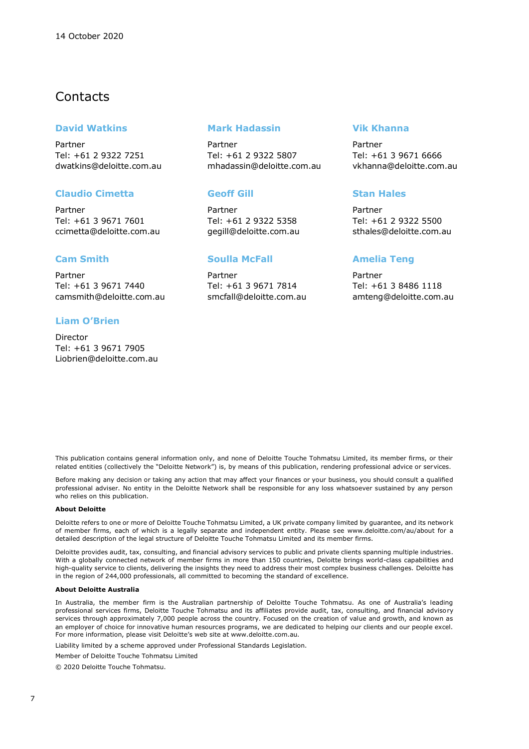14 October 2020

## Contacts

### David Watkins

Partner
Tel: +61 2 9322 7251
dwatkins@deloitte.com.au

### Mark Hadassin

Partner
Tel: +61 2 9322 5807
mhadassin@deloitte.com.au

### Vik Khanna

Partner
Tel: +61 3 9671 6666
vkhanna@deloitte.com.au

### Claudio Cimetta

Partner
Tel: +61 3 9671 7601
ccimetta@deloitte.com.au

### Geoff Gill

Partner
Tel: +61 2 9322 5358
gegill@deloitte.com.au

### Stan Hales

Partner
Tel: +61 2 9322 5500
sthales@deloitte.com.au

### Cam Smith

Partner
Tel: +61 3 9671 7440
camsmith@deloitte.com.au

### Soulla McFall

Partner
Tel: +61 3 9671 7814
smcfall@deloitte.com.au

### Amelia Teng

Partner
Tel: +61 3 8486 1118
amteng@deloitte.com.au

### Liam O'Brien

Director
Tel: +61 3 9671 7905
Liobrien@deloitte.com.au

This publication contains general information only, and none of Deloitte Touche Tohmatsu Limited, its member firms, or their related entities (collectively the "Deloitte Network") is, by means of this publication, rendering professional advice or services.

Before making any decision or taking any action that may affect your finances or your business, you should consult a qualified professional adviser. No entity in the Deloitte Network shall be responsible for any loss whatsoever sustained by any person who relies on this publication.

**About Deloitte**

Deloitte refers to one or more of Deloitte Touche Tohmatsu Limited, a UK private company limited by guarantee, and its network of member firms, each of which is a legally separate and independent entity. Please see www.deloitte.com/au/about for a detailed description of the legal structure of Deloitte Touche Tohmatsu Limited and its member firms.

Deloitte provides audit, tax, consulting, and financial advisory services to public and private clients spanning multiple industries. With a globally connected network of member firms in more than 150 countries, Deloitte brings world-class capabilities and high-quality service to clients, delivering the insights they need to address their most complex business challenges. Deloitte has in the region of 244,000 professionals, all committed to becoming the standard of excellence.

**About Deloitte Australia**

In Australia, the member firm is the Australian partnership of Deloitte Touche Tohmatsu. As one of Australia's leading professional services firms, Deloitte Touche Tohmatsu and its affiliates provide audit, tax, consulting, and financial advisory services through approximately 7,000 people across the country. Focused on the creation of value and growth, and known as an employer of choice for innovative human resources programs, we are dedicated to helping our clients and our people excel. For more information, please visit Deloitte's web site at www.deloitte.com.au.

Liability limited by a scheme approved under Professional Standards Legislation.

Member of Deloitte Touche Tohmatsu Limited

© 2020 Deloitte Touche Tohmatsu.